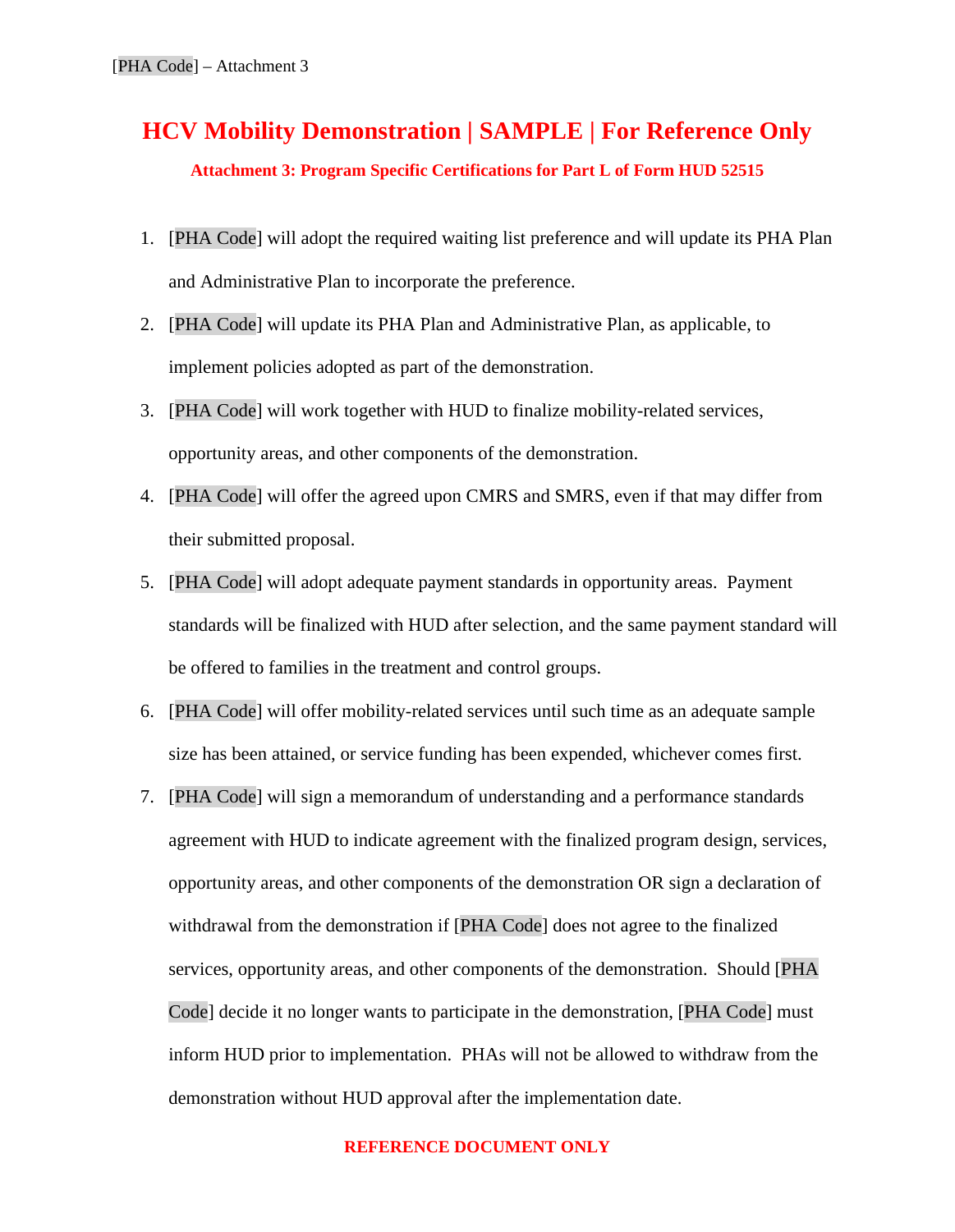[PHA Code] – Attachment 3

# HCV Mobility Demonstration | SAMPLE | For Reference Only

### Attachment 3: Program Specific Certifications for Part L of Form HUD 52515

1. [PHA Code] will adopt the required waiting list preference and will update its PHA Plan and Administrative Plan to incorporate the preference.
2. [PHA Code] will update its PHA Plan and Administrative Plan, as applicable, to implement policies adopted as part of the demonstration.
3. [PHA Code] will work together with HUD to finalize mobility-related services, opportunity areas, and other components of the demonstration.
4. [PHA Code] will offer the agreed upon CMRS and SMRS, even if that may differ from their submitted proposal.
5. [PHA Code] will adopt adequate payment standards in opportunity areas. Payment standards will be finalized with HUD after selection, and the same payment standard will be offered to families in the treatment and control groups.
6. [PHA Code] will offer mobility-related services until such time as an adequate sample size has been attained, or service funding has been expended, whichever comes first.
7. [PHA Code] will sign a memorandum of understanding and a performance standards agreement with HUD to indicate agreement with the finalized program design, services, opportunity areas, and other components of the demonstration OR sign a declaration of withdrawal from the demonstration if [PHA Code] does not agree to the finalized services, opportunity areas, and other components of the demonstration. Should [PHA Code] decide it no longer wants to participate in the demonstration, [PHA Code] must inform HUD prior to implementation. PHAs will not be allowed to withdraw from the demonstration without HUD approval after the implementation date.

**REFERENCE DOCUMENT ONLY**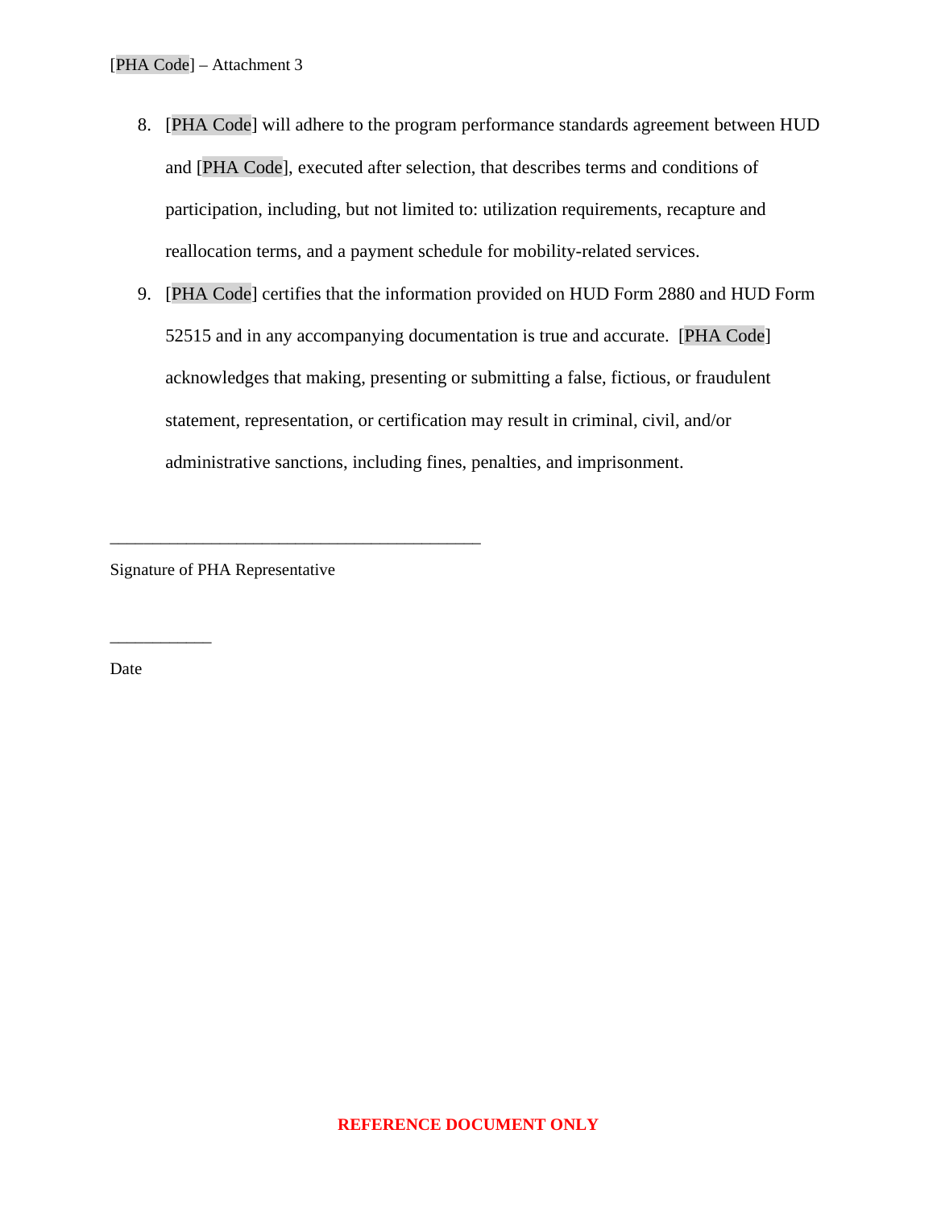8. [PHA Code] will adhere to the program performance standards agreement between HUD and [PHA Code], executed after selection, that describes terms and conditions of participation, including, but not limited to: utilization requirements, recapture and reallocation terms, and a payment schedule for mobility-related services.
9. [PHA Code] certifies that the information provided on HUD Form 2880 and HUD Form 52515 and in any accompanying documentation is true and accurate. [PHA Code] acknowledges that making, presenting or submitting a false, fictious, or fraudulent statement, representation, or certification may result in criminal, civil, and/or administrative sanctions, including fines, penalties, and imprisonment.

\_\_\_\_\_\_\_\_\_\_\_\_\_\_\_\_\_\_\_\_\_\_\_\_\_\_\_\_\_\_\_\_\_\_\_\_\_\_\_\_\_\_\_\_

Signature of PHA Representative

\_\_\_\_\_\_\_\_\_\_\_\_

Date

**REFERENCE DOCUMENT ONLY**